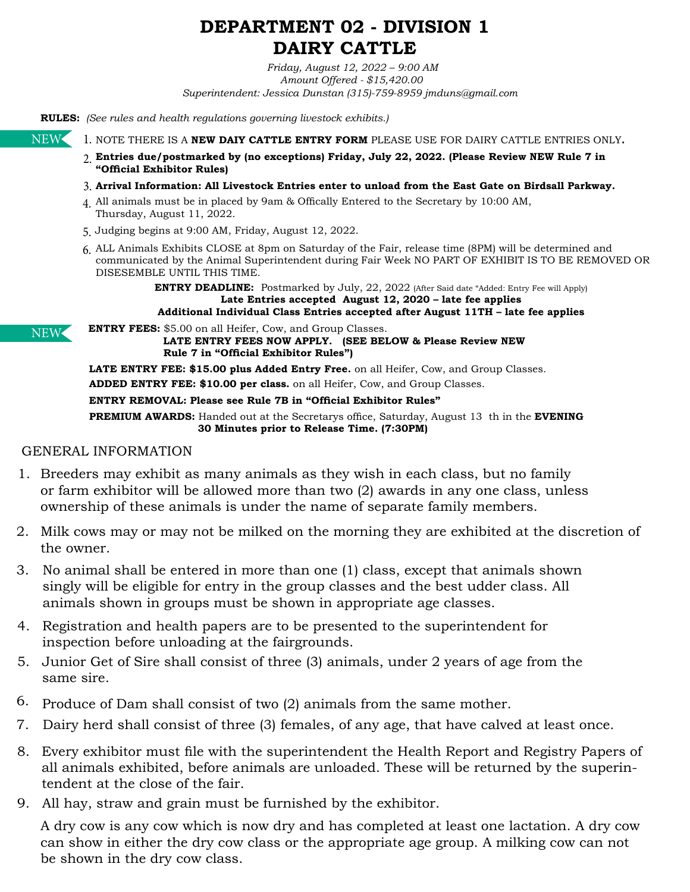# DEPARTMENT 02 - DIVISION 1
# DAIRY CATTLE

*Friday, August 12, 2022 – 9:00 AM*
*Amount Offered - $15,420.00*
*Superintendent: Jessica Dunstan (315)-759-8959 jmduns@gmail.com*

**RULES:** *(See rules and health regulations governing livestock exhibits.)*

NEW

1. NOTE THERE IS A **NEW DAIY CATTLE ENTRY FORM** PLEASE USE FOR DAIRY CATTLE ENTRIES ONLY**.**
2. **Entries due/postmarked by (no exceptions) Friday, July 22, 2022. (Please Review NEW Rule 7 in "Official Exhibitor Rules)**
3. **Arrival Information: All Livestock Entries enter to unload from the East Gate on Birdsall Parkway.**
4. All animals must be in placed by 9am & Offically Entered to the Secretary by 10:00 AM, Thursday, August 11, 2022.
5. Judging begins at 9:00 AM, Friday, August 12, 2022.
6. ALL Animals Exhibits CLOSE at 8pm on Saturday of the Fair, release time (8PM) will be determined and communicated by the Animal Superintendent during Fair Week NO PART OF EXHIBIT IS TO BE REMOVED OR DISESEMBLE UNTIL THIS TIME.

**ENTRY DEADLINE:** Postmarked by July, 22, 2022 (After Said date "Added: Entry Fee will Apply)
**Late Entries accepted August 12, 2020 – late fee applies**
**Additional Individual Class Entries accepted after August 11TH – late fee applies**

NEW

**ENTRY FEES:** $5.00 on all Heifer, Cow, and Group Classes.
**LATE ENTRY FEES NOW APPLY. (SEE BELOW & Please Review NEW Rule 7 in "Official Exhibitor Rules")**

**LATE ENTRY FEE: $15.00 plus Added Entry Free.** on all Heifer, Cow, and Group Classes.

**ADDED ENTRY FEE: $10.00 per class.** on all Heifer, Cow, and Group Classes.

**ENTRY REMOVAL: Please see Rule 7B in "Official Exhibitor Rules"**

**PREMIUM AWARDS:** Handed out at the Secretarys office, Saturday, August 13 th in the **EVENING 30 Minutes prior to Release Time. (7:30PM)**

## GENERAL INFORMATION

1. Breeders may exhibit as many animals as they wish in each class, but no family or farm exhibitor will be allowed more than two (2) awards in any one class, unless ownership of these animals is under the name of separate family members.
2. Milk cows may or may not be milked on the morning they are exhibited at the discretion of the owner.
3. No animal shall be entered in more than one (1) class, except that animals shown singly will be eligible for entry in the group classes and the best udder class. All animals shown in groups must be shown in appropriate age classes.
4. Registration and health papers are to be presented to the superintendent for inspection before unloading at the fairgrounds.
5. Junior Get of Sire shall consist of three (3) animals, under 2 years of age from the same sire.
6. Produce of Dam shall consist of two (2) animals from the same mother.
7. Dairy herd shall consist of three (3) females, of any age, that have calved at least once.
8. Every exhibitor must file with the superintendent the Health Report and Registry Papers of all animals exhibited, before animals are unloaded. These will be returned by the superintendent at the close of the fair.
9. All hay, straw and grain must be furnished by the exhibitor.

A dry cow is any cow which is now dry and has completed at least one lactation. A dry cow can show in either the dry cow class or the appropriate age group. A milking cow can not be shown in the dry cow class.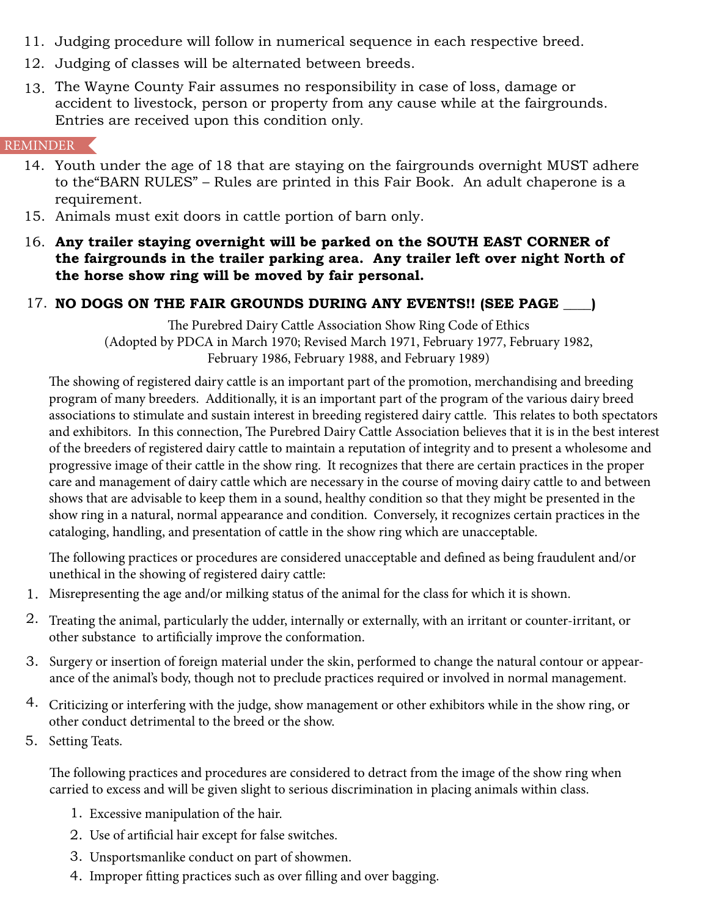11. Judging procedure will follow in numerical sequence in each respective breed.
12. Judging of classes will be alternated between breeds.
13. The Wayne County Fair assumes no responsibility in case of loss, damage or accident to livestock, person or property from any cause while at the fairgrounds. Entries are received upon this condition only.

REMINDER

14. Youth under the age of 18 that are staying on the fairgrounds overnight MUST adhere to the“BARN RULES” – Rules are printed in this Fair Book. An adult chaperone is a requirement.
15. Animals must exit doors in cattle portion of barn only.
16. **Any trailer staying overnight will be parked on the SOUTH EAST CORNER of the fairgrounds in the trailer parking area. Any trailer left over night North of the horse show ring will be moved by fair personal.**
17. **NO DOGS ON THE FAIR GROUNDS DURING ANY EVENTS!! (SEE PAGE ____)**

The Purebred Dairy Cattle Association Show Ring Code of Ethics
(Adopted by PDCA in March 1970; Revised March 1971, February 1977, February 1982, February 1986, February 1988, and February 1989)

The showing of registered dairy cattle is an important part of the promotion, merchandising and breeding program of many breeders. Additionally, it is an important part of the program of the various dairy breed associations to stimulate and sustain interest in breeding registered dairy cattle. This relates to both spectators and exhibitors. In this connection, The Purebred Dairy Cattle Association believes that it is in the best interest of the breeders of registered dairy cattle to maintain a reputation of integrity and to present a wholesome and progressive image of their cattle in the show ring. It recognizes that there are certain practices in the proper care and management of dairy cattle which are necessary in the course of moving dairy cattle to and between shows that are advisable to keep them in a sound, healthy condition so that they might be presented in the show ring in a natural, normal appearance and condition. Conversely, it recognizes certain practices in the cataloging, handling, and presentation of cattle in the show ring which are unacceptable.

The following practices or procedures are considered unacceptable and defined as being fraudulent and/or unethical in the showing of registered dairy cattle:

1. Misrepresenting the age and/or milking status of the animal for the class for which it is shown.
2. Treating the animal, particularly the udder, internally or externally, with an irritant or counter-irritant, or other substance to artificially improve the conformation.
3. Surgery or insertion of foreign material under the skin, performed to change the natural contour or appearance of the animal's body, though not to preclude practices required or involved in normal management.
4. Criticizing or interfering with the judge, show management or other exhibitors while in the show ring, or other conduct detrimental to the breed or the show.
5. Setting Teats.

The following practices and procedures are considered to detract from the image of the show ring when carried to excess and will be given slight to serious discrimination in placing animals within class.

1. Excessive manipulation of the hair.
2. Use of artificial hair except for false switches.
3. Unsportsmanlike conduct on part of showmen.
4. Improper fitting practices such as over filling and over bagging.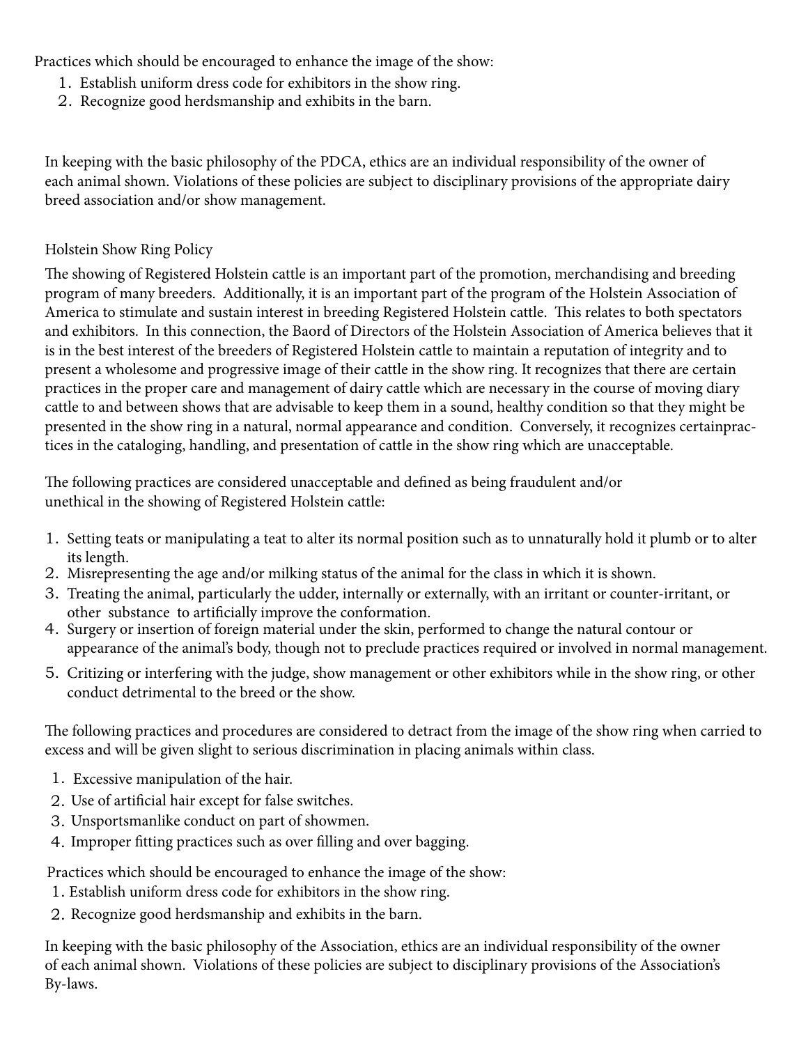Practices which should be encouraged to enhance the image of the show:

1. Establish uniform dress code for exhibitors in the show ring.
2. Recognize good herdsmanship and exhibits in the barn.

In keeping with the basic philosophy of the PDCA, ethics are an individual responsibility of the owner of each animal shown. Violations of these policies are subject to disciplinary provisions of the appropriate dairy breed association and/or show management.

## Holstein Show Ring Policy

The showing of Registered Holstein cattle is an important part of the promotion, merchandising and breeding program of many breeders. Additionally, it is an important part of the program of the Holstein Association of America to stimulate and sustain interest in breeding Registered Holstein cattle. This relates to both spectators and exhibitors. In this connection, the Baord of Directors of the Holstein Association of America believes that it is in the best interest of the breeders of Registered Holstein cattle to maintain a reputation of integrity and to present a wholesome and progressive image of their cattle in the show ring. It recognizes that there are certain practices in the proper care and management of dairy cattle which are necessary in the course of moving diary cattle to and between shows that are advisable to keep them in a sound, healthy condition so that they might be presented in the show ring in a natural, normal appearance and condition. Conversely, it recognizes certainpractices in the cataloging, handling, and presentation of cattle in the show ring which are unacceptable.

The following practices are considered unacceptable and defined as being fraudulent and/or unethical in the showing of Registered Holstein cattle:

1. Setting teats or manipulating a teat to alter its normal position such as to unnaturally hold it plumb or to alter its length.
2. Misrepresenting the age and/or milking status of the animal for the class in which it is shown.
3. Treating the animal, particularly the udder, internally or externally, with an irritant or counter-irritant, or other substance to artificially improve the conformation.
4. Surgery or insertion of foreign material under the skin, performed to change the natural contour or appearance of the animal's body, though not to preclude practices required or involved in normal management.
5. Critizing or interfering with the judge, show management or other exhibitors while in the show ring, or other conduct detrimental to the breed or the show.

The following practices and procedures are considered to detract from the image of the show ring when carried to excess and will be given slight to serious discrimination in placing animals within class.

1. Excessive manipulation of the hair.
2. Use of artificial hair except for false switches.
3. Unsportsmanlike conduct on part of showmen.
4. Improper fitting practices such as over filling and over bagging.

Practices which should be encouraged to enhance the image of the show:

1. Establish uniform dress code for exhibitors in the show ring.
2. Recognize good herdsmanship and exhibits in the barn.

In keeping with the basic philosophy of the Association, ethics are an individual responsibility of the owner of each animal shown. Violations of these policies are subject to disciplinary provisions of the Association's By-laws.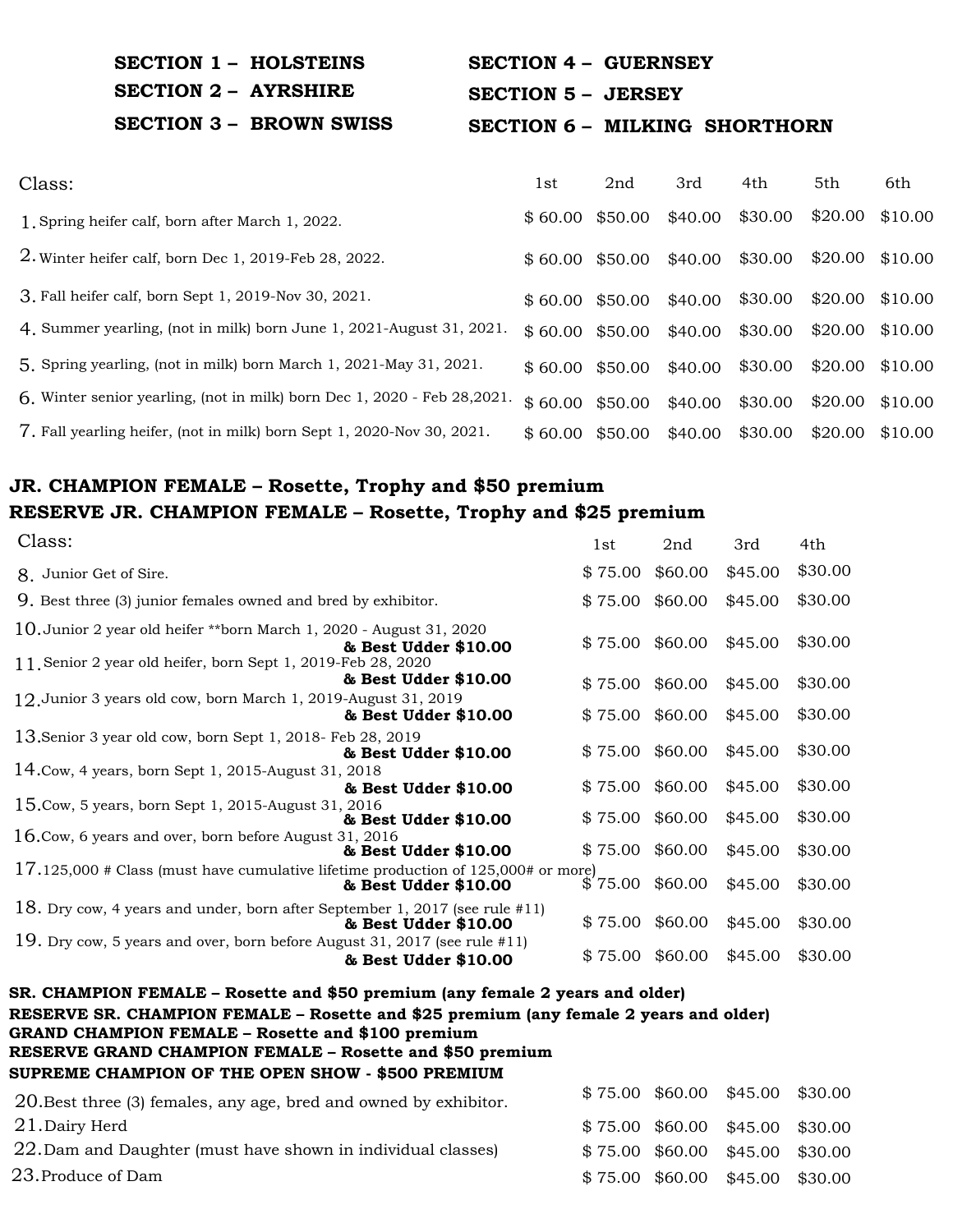**SECTION 1 – HOLSTEINS**
**SECTION 2 – AYRSHIRE**
**SECTION 3 – BROWN SWISS**
**SECTION 4 – GUERNSEY**
**SECTION 5 – JERSEY**
**SECTION 6 – MILKING SHORTHORN**

| Class: | 1st | 2nd | 3rd | 4th | 5th | 6th |
|---|---|---|---|---|---|---|
| 1. Spring heifer calf, born after March 1, 2022. | $ 60.00 | $50.00 | $40.00 | $30.00 | $20.00 | $10.00 |
| 2. Winter heifer calf, born Dec 1, 2019-Feb 28, 2022. | $ 60.00 | $50.00 | $40.00 | $30.00 | $20.00 | $10.00 |
| 3. Fall heifer calf, born Sept 1, 2019-Nov 30, 2021. | $ 60.00 | $50.00 | $40.00 | $30.00 | $20.00 | $10.00 |
| 4. Summer yearling, (not in milk) born June 1, 2021-August 31, 2021. | $ 60.00 | $50.00 | $40.00 | $30.00 | $20.00 | $10.00 |
| 5. Spring yearling, (not in milk) born March 1, 2021-May 31, 2021. | $ 60.00 | $50.00 | $40.00 | $30.00 | $20.00 | $10.00 |
| 6. Winter senior yearling, (not in milk) born Dec 1, 2020 - Feb 28,2021. | $ 60.00 | $50.00 | $40.00 | $30.00 | $20.00 | $10.00 |
| 7. Fall yearling heifer, (not in milk) born Sept 1, 2020-Nov 30, 2021. | $ 60.00 | $50.00 | $40.00 | $30.00 | $20.00 | $10.00 |

**JR. CHAMPION FEMALE – Rosette, Trophy and $50 premium**
**RESERVE JR. CHAMPION FEMALE – Rosette, Trophy and $25 premium**

| Class: | 1st | 2nd | 3rd | 4th |
|---|---|---|---|---|
| 8. Junior Get of Sire. | $ 75.00 | $60.00 | $45.00 | $30.00 |
| 9. Best three (3) junior females owned and bred by exhibitor. | $ 75.00 | $60.00 | $45.00 | $30.00 |
| 10. Junior 2 year old heifer **born March 1, 2020 - August 31, 2020 **& Best Udder $10.00** | $ 75.00 | $60.00 | $45.00 | $30.00 |
| 11. Senior 2 year old heifer, born Sept 1, 2019-Feb 28, 2020 **& Best Udder $10.00** | $ 75.00 | $60.00 | $45.00 | $30.00 |
| 12. Junior 3 years old cow, born March 1, 2019-August 31, 2019 **& Best Udder $10.00** | $ 75.00 | $60.00 | $45.00 | $30.00 |
| 13. Senior 3 year old cow, born Sept 1, 2018- Feb 28, 2019 **& Best Udder $10.00** | $ 75.00 | $60.00 | $45.00 | $30.00 |
| 14. Cow, 4 years, born Sept 1, 2015-August 31, 2018 **& Best Udder $10.00** | $ 75.00 | $60.00 | $45.00 | $30.00 |
| 15. Cow, 5 years, born Sept 1, 2015-August 31, 2016 **& Best Udder $10.00** | $ 75.00 | $60.00 | $45.00 | $30.00 |
| 16. Cow, 6 years and over, born before August 31, 2016 **& Best Udder $10.00** | $ 75.00 | $60.00 | $45.00 | $30.00 |
| 17. 125,000 # Class (must have cumulative lifetime production of 125,000# or more) **& Best Udder $10.00** | $ 75.00 | $60.00 | $45.00 | $30.00 |
| 18. Dry cow, 4 years and under, born after September 1, 2017 (see rule #11) **& Best Udder $10.00** | $ 75.00 | $60.00 | $45.00 | $30.00 |
| 19. Dry cow, 5 years and over, born before August 31, 2017 (see rule #11) **& Best Udder $10.00** | $ 75.00 | $60.00 | $45.00 | $30.00 |

**SR. CHAMPION FEMALE – Rosette and $50 premium (any female 2 years and older)**
**RESERVE SR. CHAMPION FEMALE – Rosette and $25 premium (any female 2 years and older)**
**GRAND CHAMPION FEMALE – Rosette and $100 premium**
**RESERVE GRAND CHAMPION FEMALE – Rosette and $50 premium**
**SUPREME CHAMPION OF THE OPEN SHOW - $500 PREMIUM**

| Class | 1st | 2nd | 3rd | 4th |
|---|---|---|---|---|
| 20. Best three (3) females, any age, bred and owned by exhibitor. | $ 75.00 | $60.00 | $45.00 | $30.00 |
| 21. Dairy Herd | $ 75.00 | $60.00 | $45.00 | $30.00 |
| 22. Dam and Daughter (must have shown in individual classes) | $ 75.00 | $60.00 | $45.00 | $30.00 |
| 23. Produce of Dam | $ 75.00 | $60.00 | $45.00 | $30.00 |